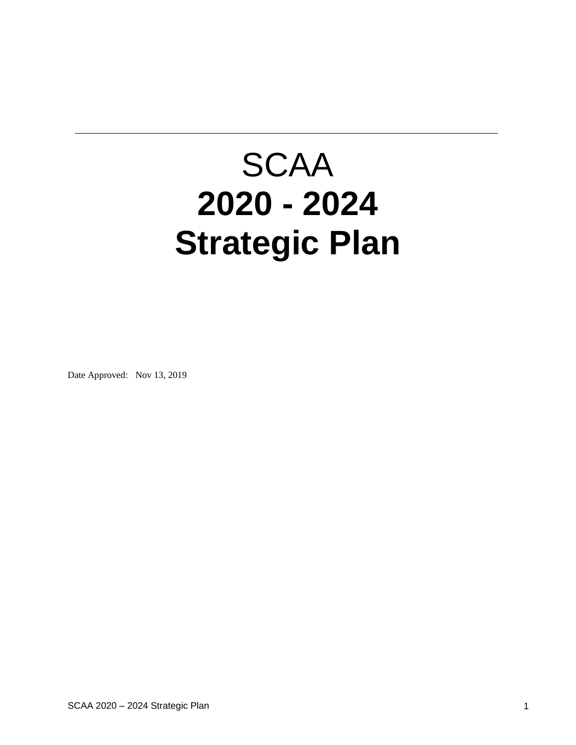---

# SCAA
# 2020 - 2024
# Strategic Plan

Date Approved: Nov 13, 2019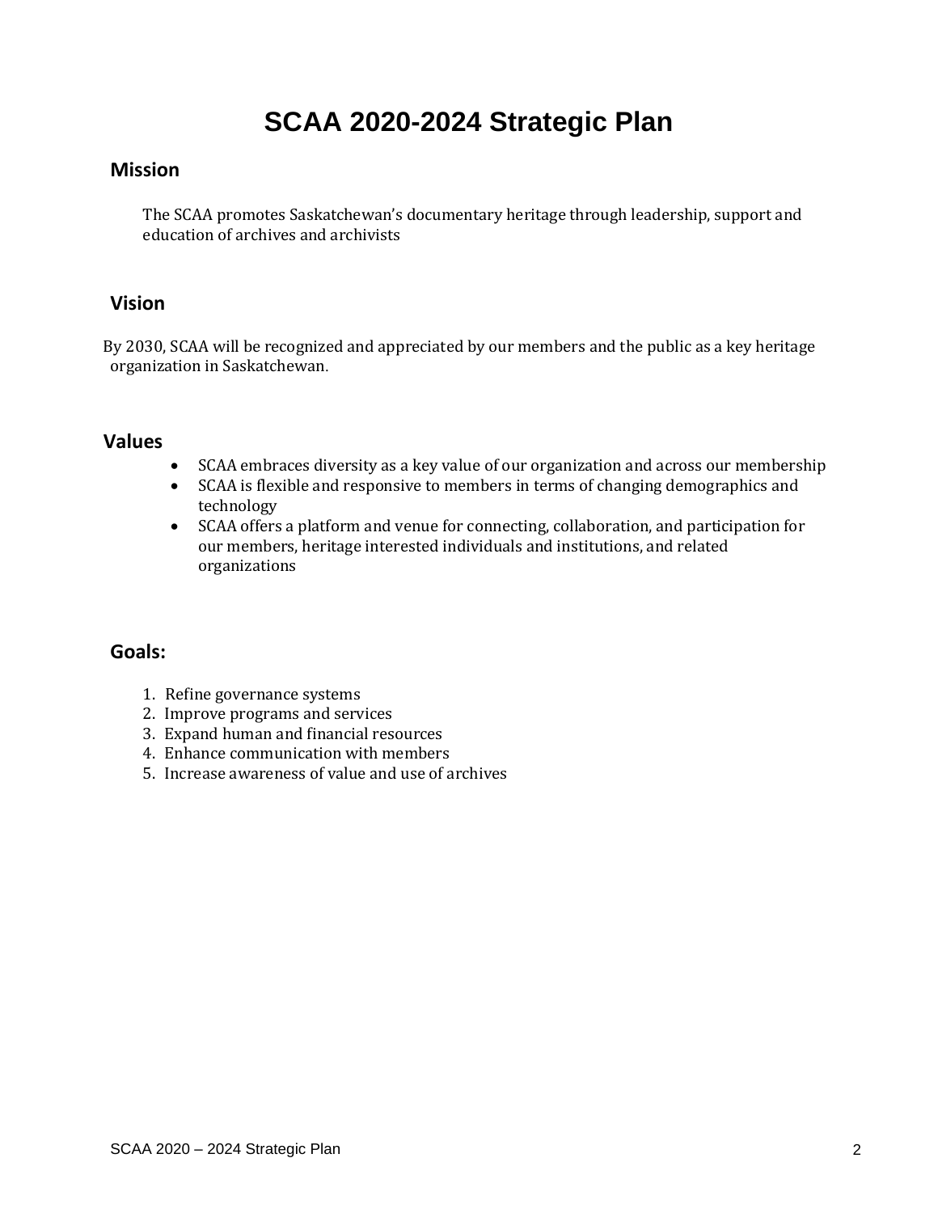# SCAA 2020-2024 Strategic Plan

## Mission

The SCAA promotes Saskatchewan's documentary heritage through leadership, support and education of archives and archivists

## Vision

By 2030, SCAA will be recognized and appreciated by our members and the public as a key heritage organization in Saskatchewan.

## Values

- SCAA embraces diversity as a key value of our organization and across our membership
- SCAA is flexible and responsive to members in terms of changing demographics and technology
- SCAA offers a platform and venue for connecting, collaboration, and participation for our members, heritage interested individuals and institutions, and related organizations

## Goals:

1. Refine governance systems
2. Improve programs and services
3. Expand human and financial resources
4. Enhance communication with members
5. Increase awareness of value and use of archives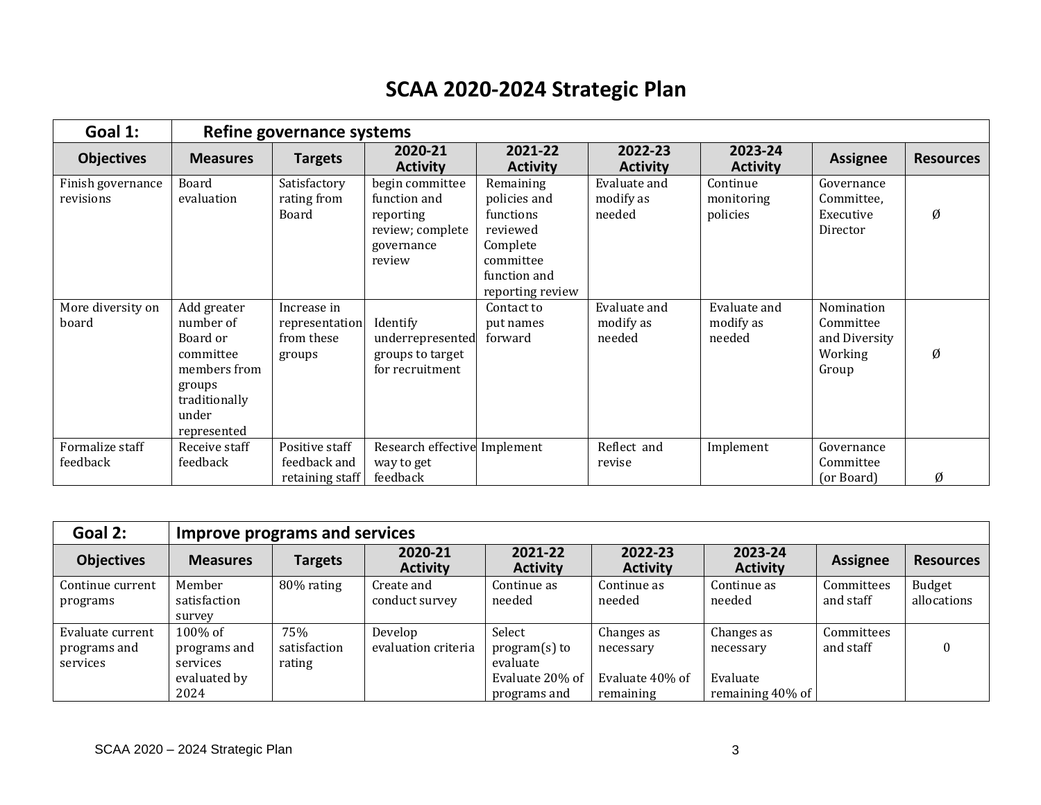# SCAA 2020-2024 Strategic Plan

| **Goal 1:** | **Refine governance systems** | | | | | | | |
|---|---|---|---|---|---|---|---|---|
| **Objectives** | **Measures** | **Targets** | **2020-21 Activity** | **2021-22 Activity** | **2022-23 Activity** | **2023-24 Activity** | **Assignee** | **Resources** |
| Finish governance revisions | Board evaluation | Satisfactory rating from Board | begin committee function and reporting review; complete governance review | Remaining policies and functions reviewed Complete committee function and reporting review | Evaluate and modify as needed | Continue monitoring policies | Governance Committee, Executive Director | Ø |
| More diversity on board | Add greater number of Board or committee members from groups traditionally under represented | Increase in representation from these groups | Identify underrepresented groups to target for recruitment | Contact to put names forward | Evaluate and modify as needed | Evaluate and modify as needed | Nomination Committee and Diversity Working Group | Ø |
| Formalize staff feedback | Receive staff feedback | Positive staff feedback and retaining staff | Research effective way to get feedback | Implement | Reflect and revise | Implement | Governance Committee (or Board) | Ø |

| **Goal 2:** | **Improve programs and services** | | | | | | | |
|---|---|---|---|---|---|---|---|---|
| **Objectives** | **Measures** | **Targets** | **2020-21 Activity** | **2021-22 Activity** | **2022-23 Activity** | **2023-24 Activity** | **Assignee** | **Resources** |
| Continue current programs | Member satisfaction survey | 80% rating | Create and conduct survey | Continue as needed | Continue as needed | Continue as needed | Committees and staff | Budget allocations |
| Evaluate current programs and services | 100% of programs and services evaluated by 2024 | 75% satisfaction rating | Develop evaluation criteria | Select program(s) to evaluate Evaluate 20% of programs and | Changes as necessary Evaluate 40% of remaining | Changes as necessary Evaluate remaining 40% of | Committees and staff | 0 |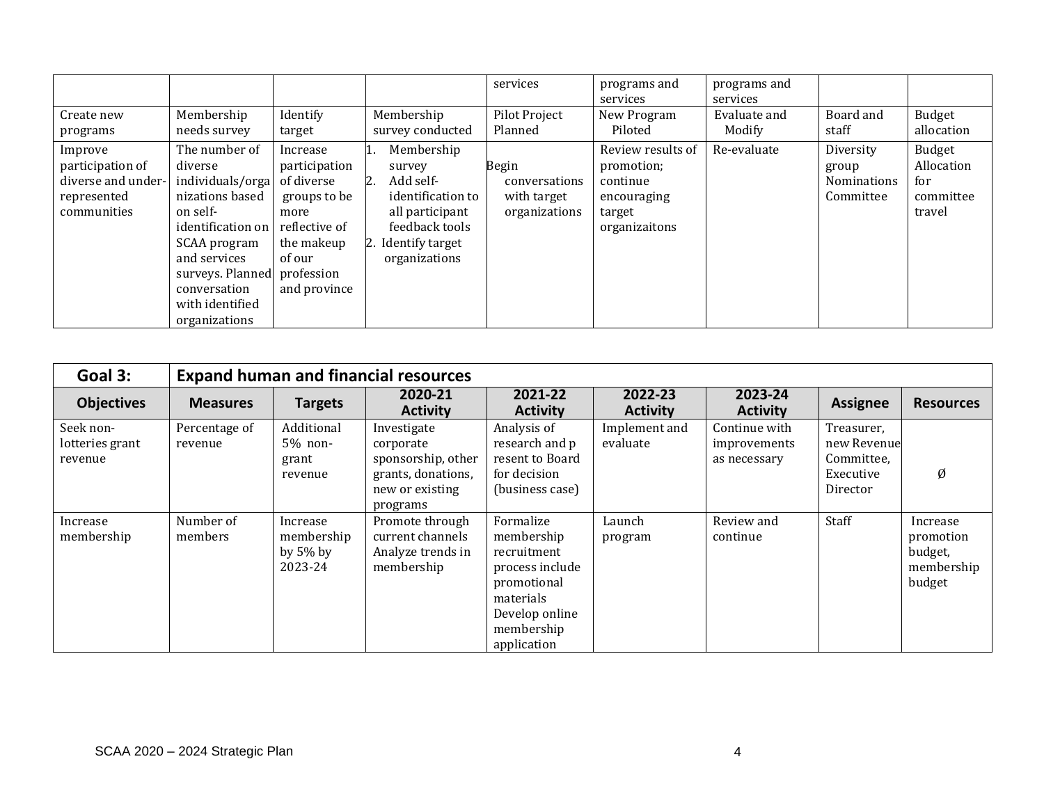| | | | | services | programs and services | programs and services | | |
|---|---|---|---|---|---|---|---|---|
| Create new programs | Membership needs survey | Identify target | Membership survey conducted | Pilot Project Planned | New Program Piloted | Evaluate and Modify | Board and staff | Budget allocation |
| Improve participation of diverse and under-represented communities | The number of diverse individuals/organizations based on self-identification on SCAA program and services surveys. Planned conversation with identified organizations | Increase participation of diverse groups to be more reflective of the makeup of our profession and province | 1. Membership survey 2. Add self-identification to all participant feedback tools 2. Identify target organizations | Begin conversations with target organizations | Review results of promotion; continue encouraging target organizaitons | Re-evaluate | Diversity group Nominations Committee | Budget Allocation for committee travel |

| **Goal 3:** | **Expand human and financial resources** | | | | | | | |
|---|---|---|---|---|---|---|---|---|
| **Objectives** | **Measures** | **Targets** | **2020-21 Activity** | **2021-22 Activity** | **2022-23 Activity** | **2023-24 Activity** | **Assignee** | **Resources** |
| Seek non-lotteries grant revenue | Percentage of revenue | Additional 5% non-grant revenue | Investigate corporate sponsorship, other grants, donations, new or existing programs | Analysis of research and p resent to Board for decision (business case) | Implement and evaluate | Continue with improvements as necessary | Treasurer, new Revenue Committee, Executive Director | Ø |
| Increase membership | Number of members | Increase membership by 5% by 2023-24 | Promote through current channels Analyze trends in membership | Formalize membership recruitment process include promotional materials Develop online membership application | Launch program | Review and continue | Staff | Increase promotion budget, membership budget |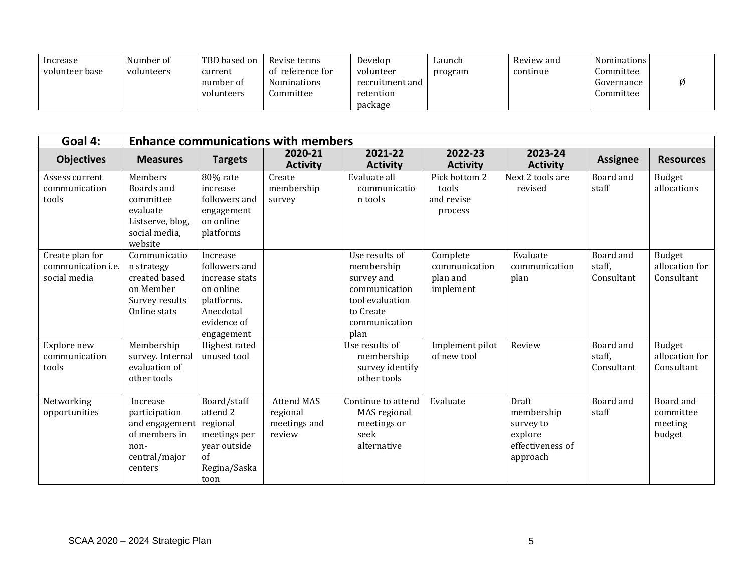| | | | | | | | | |
|---|---|---|---|---|---|---|---|---|
| Increase volunteer base | Number of volunteers | TBD based on current number of volunteers | Revise terms of reference for Nominations Committee | Develop volunteer recruitment and retention package | Launch program | Review and continue | Nominations Committee Governance Committee | Ø |

| **Goal 4:** | **Enhance communications with members** | | | | | | | |
|---|---|---|---|---|---|---|---|---|
| **Objectives** | **Measures** | **Targets** | **2020-21 Activity** | **2021-22 Activity** | **2022-23 Activity** | **2023-24 Activity** | **Assignee** | **Resources** |
| Assess current communication tools | Members Boards and committee evaluate Listserve, blog, social media, website | 80% rate increase followers and engagement on online platforms | Create membership survey | Evaluate all communication tools | Pick bottom 2 tools and revise process | Next 2 tools are revised | Board and staff | Budget allocations |
| Create plan for communication i.e. social media | Communication strategy created based on Member Survey results Online stats | Increase followers and increase stats on online platforms. Anecdotal evidence of engagement | | Use results of membership survey and communication tool evaluation to Create communication plan | Complete communication plan and implement | Evaluate communication plan | Board and staff, Consultant | Budget allocation for Consultant |
| Explore new communication tools | Membership survey. Internal evaluation of other tools | Highest rated unused tool | | Use results of membership survey identify other tools | Implement pilot of new tool | Review | Board and staff, Consultant | Budget allocation for Consultant |
| Networking opportunities | Increase participation and engagement of members in non-central/major centers | Board/staff attend 2 regional meetings per year outside of Regina/Saskatoon | Attend MAS regional meetings and review | Continue to attend MAS regional meetings or seek alternative | Evaluate | Draft membership survey to explore effectiveness of approach | Board and staff | Board and committee meeting budget |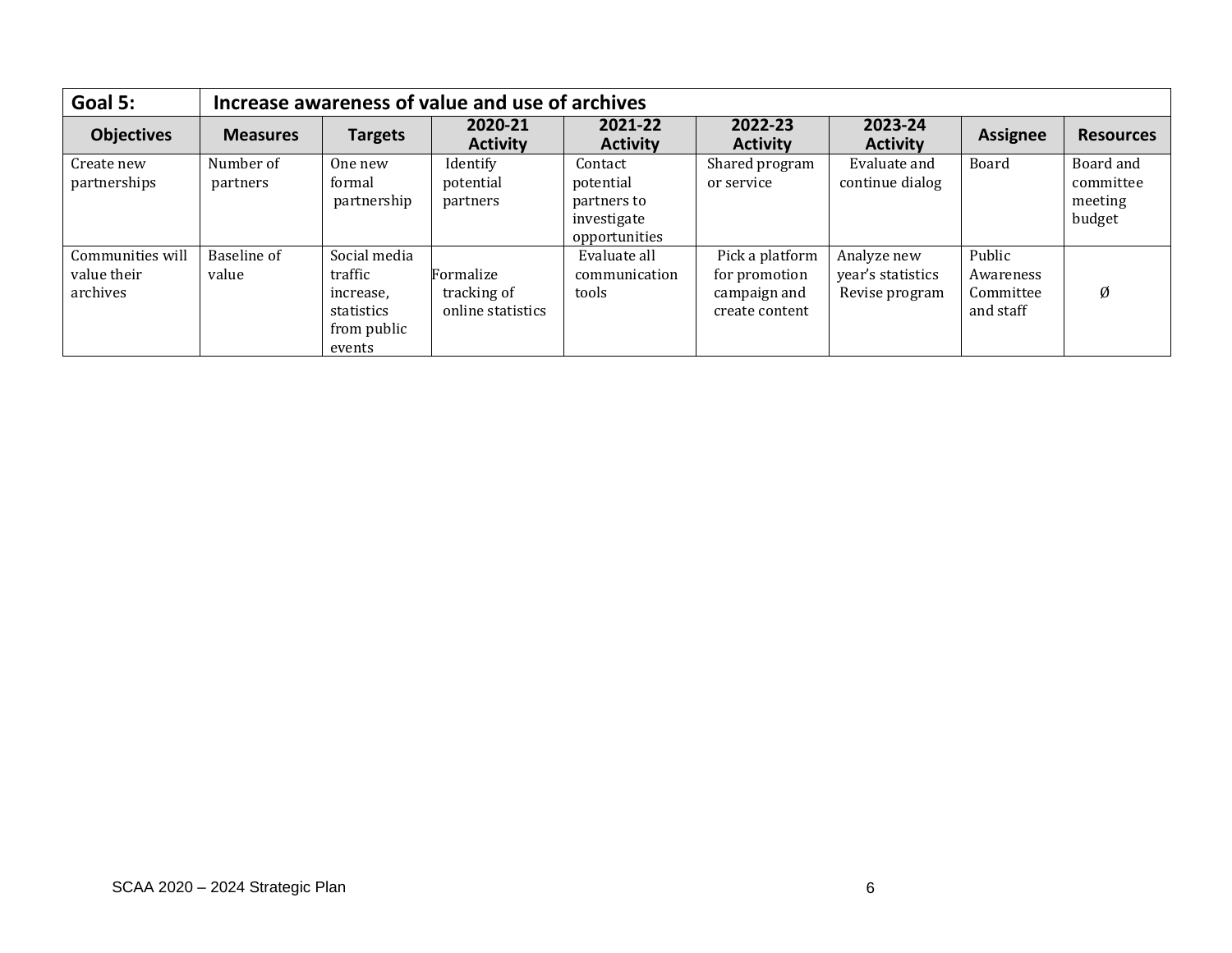| Goal 5: | Increase awareness of value and use of archives | | | | | | | |
|---|---|---|---|---|---|---|---|---|
| **Objectives** | **Measures** | **Targets** | **2020-21 Activity** | **2021-22 Activity** | **2022-23 Activity** | **2023-24 Activity** | **Assignee** | **Resources** |
| Create new partnerships | Number of partners | One new formal partnership | Identify potential partners | Contact potential partners to investigate opportunities | Shared program or service | Evaluate and continue dialog | Board | Board and committee meeting budget |
| Communities will value their archives | Baseline of value | Social media traffic increase, statistics from public events | Formalize tracking of online statistics | Evaluate all communication tools | Pick a platform for promotion campaign and create content | Analyze new year's statistics Revise program | Public Awareness Committee and staff | Ø |

SCAA 2020 – 2024 Strategic Plan